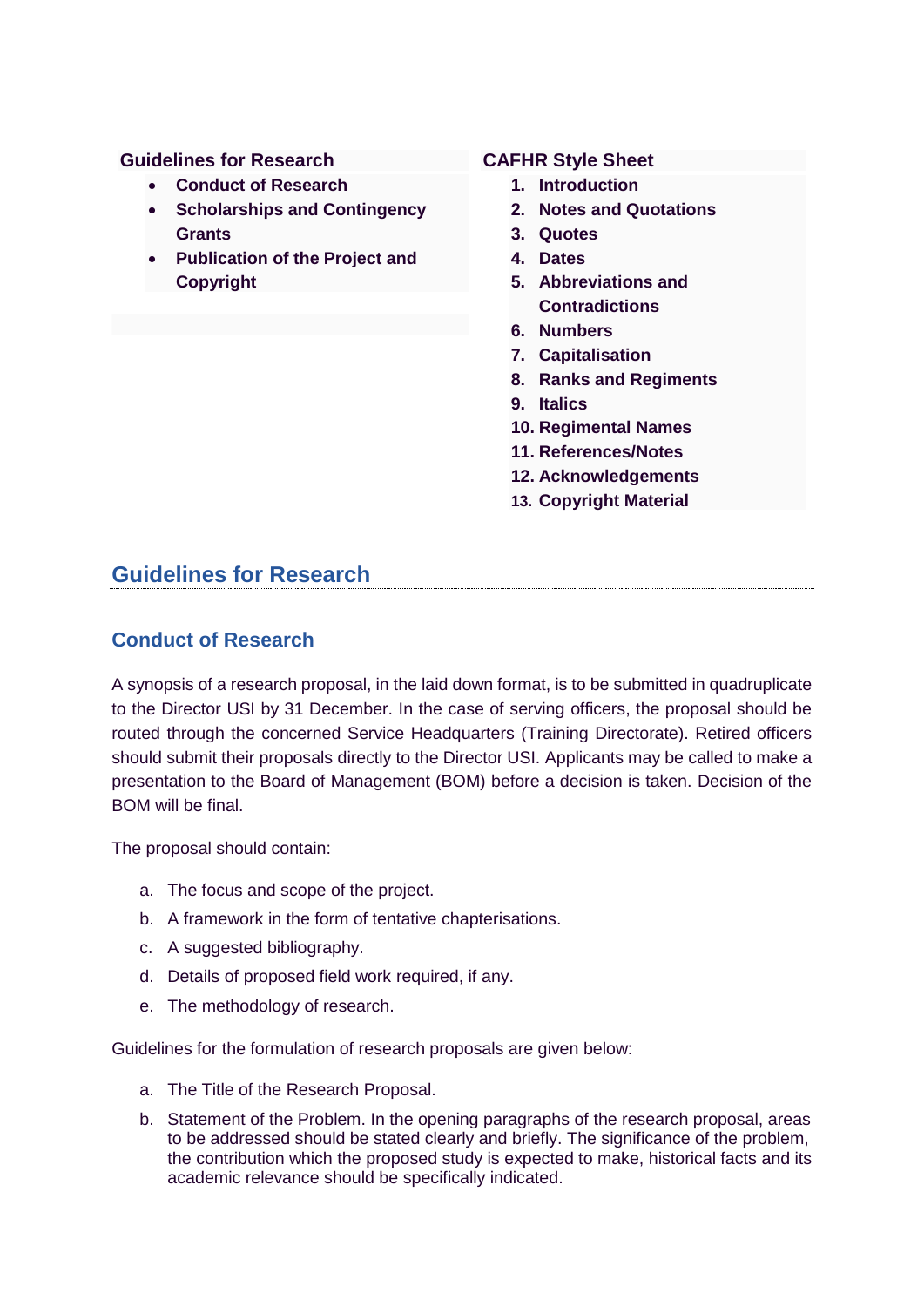**Guidelines for Research**

- **Conduct of Research**
- **Scholarships and Contingency Grants**
- **Publication of the Project and Copyright**

**CAFHR Style Sheet**

1. **Introduction**
2. **Notes and Quotations**
3. **Quotes**
4. **Dates**
5. **Abbreviations and Contradictions**
6. **Numbers**
7. **Capitalisation**
8. **Ranks and Regiments**
9. **Italics**
10. **Regimental Names**
11. **References/Notes**
12. **Acknowledgements**
13. **Copyright Material**

# Guidelines for Research

## Conduct of Research

A synopsis of a research proposal, in the laid down format, is to be submitted in quadruplicate to the Director USI by 31 December. In the case of serving officers, the proposal should be routed through the concerned Service Headquarters (Training Directorate). Retired officers should submit their proposals directly to the Director USI. Applicants may be called to make a presentation to the Board of Management (BOM) before a decision is taken. Decision of the BOM will be final.

The proposal should contain:

a. The focus and scope of the project.
b. A framework in the form of tentative chapterisations.
c. A suggested bibliography.
d. Details of proposed field work required, if any.
e. The methodology of research.

Guidelines for the formulation of research proposals are given below:

a. The Title of the Research Proposal.
b. Statement of the Problem. In the opening paragraphs of the research proposal, areas to be addressed should be stated clearly and briefly. The significance of the problem, the contribution which the proposed study is expected to make, historical facts and its academic relevance should be specifically indicated.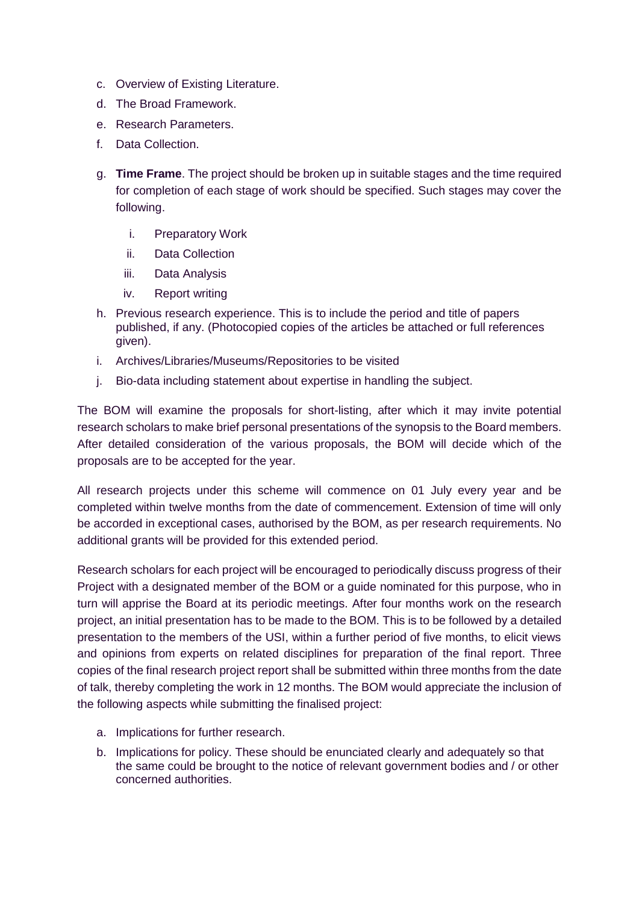c. Overview of Existing Literature.

d. The Broad Framework.

e. Research Parameters.

f. Data Collection.

g. **Time Frame**. The project should be broken up in suitable stages and the time required for completion of each stage of work should be specified. Such stages may cover the following.

   i. Preparatory Work

   ii. Data Collection

   iii. Data Analysis

   iv. Report writing

h. Previous research experience. This is to include the period and title of papers published, if any. (Photocopied copies of the articles be attached or full references given).

i. Archives/Libraries/Museums/Repositories to be visited

j. Bio-data including statement about expertise in handling the subject.

The BOM will examine the proposals for short-listing, after which it may invite potential research scholars to make brief personal presentations of the synopsis to the Board members. After detailed consideration of the various proposals, the BOM will decide which of the proposals are to be accepted for the year.

All research projects under this scheme will commence on 01 July every year and be completed within twelve months from the date of commencement. Extension of time will only be accorded in exceptional cases, authorised by the BOM, as per research requirements. No additional grants will be provided for this extended period.

Research scholars for each project will be encouraged to periodically discuss progress of their Project with a designated member of the BOM or a guide nominated for this purpose, who in turn will apprise the Board at its periodic meetings. After four months work on the research project, an initial presentation has to be made to the BOM. This is to be followed by a detailed presentation to the members of the USI, within a further period of five months, to elicit views and opinions from experts on related disciplines for preparation of the final report. Three copies of the final research project report shall be submitted within three months from the date of talk, thereby completing the work in 12 months. The BOM would appreciate the inclusion of the following aspects while submitting the finalised project:

a. Implications for further research.

b. Implications for policy. These should be enunciated clearly and adequately so that the same could be brought to the notice of relevant government bodies and / or other concerned authorities.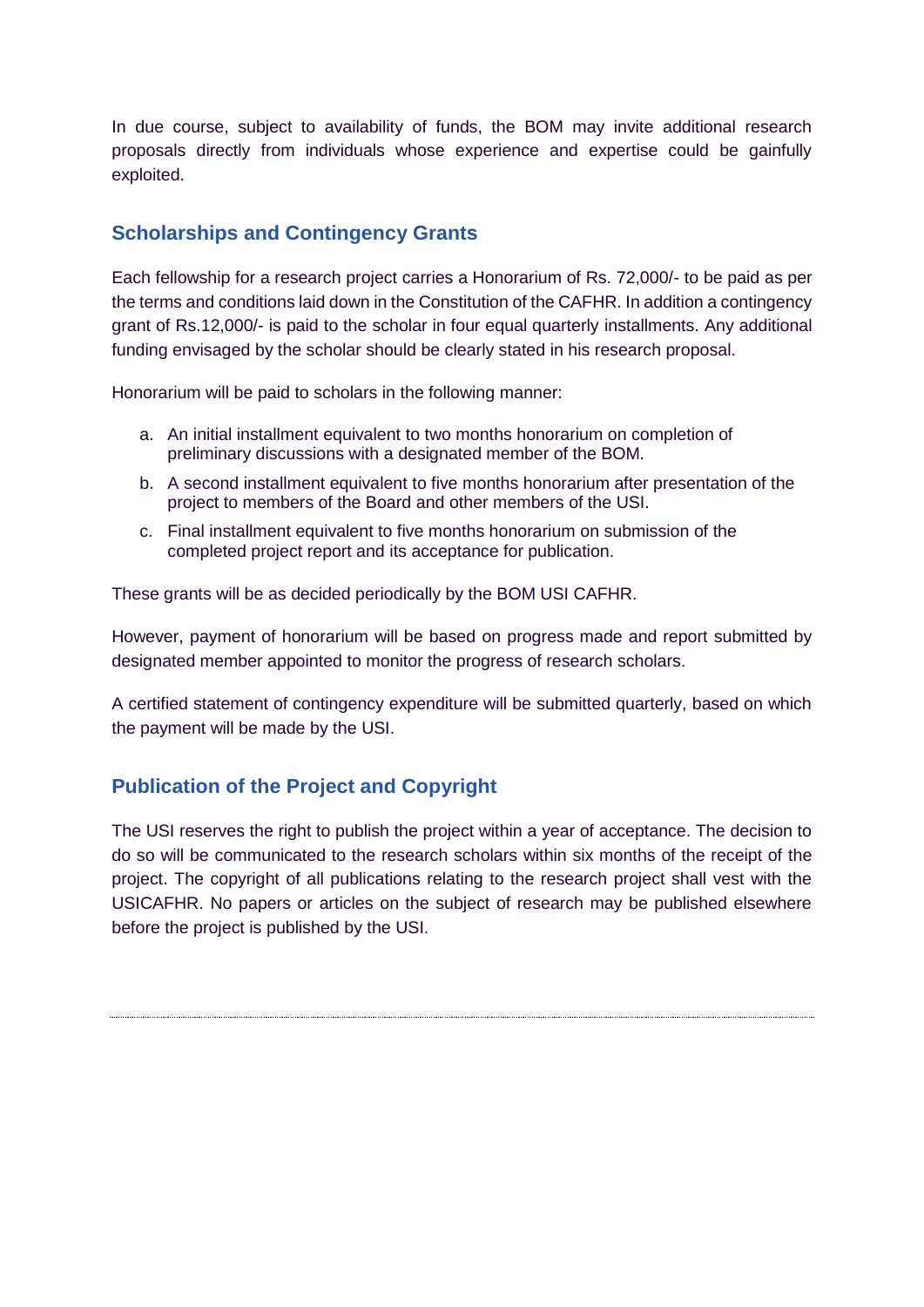In due course, subject to availability of funds, the BOM may invite additional research proposals directly from individuals whose experience and expertise could be gainfully exploited.

## Scholarships and Contingency Grants

Each fellowship for a research project carries a Honorarium of Rs. 72,000/- to be paid as per the terms and conditions laid down in the Constitution of the CAFHR. In addition a contingency grant of Rs.12,000/- is paid to the scholar in four equal quarterly installments. Any additional funding envisaged by the scholar should be clearly stated in his research proposal.

Honorarium will be paid to scholars in the following manner:

a. An initial installment equivalent to two months honorarium on completion of preliminary discussions with a designated member of the BOM.
b. A second installment equivalent to five months honorarium after presentation of the project to members of the Board and other members of the USI.
c. Final installment equivalent to five months honorarium on submission of the completed project report and its acceptance for publication.

These grants will be as decided periodically by the BOM USI CAFHR.

However, payment of honorarium will be based on progress made and report submitted by designated member appointed to monitor the progress of research scholars.

A certified statement of contingency expenditure will be submitted quarterly, based on which the payment will be made by the USI.

## Publication of the Project and Copyright

The USI reserves the right to publish the project within a year of acceptance. The decision to do so will be communicated to the research scholars within six months of the receipt of the project. The copyright of all publications relating to the research project shall vest with the USICAFHR. No papers or articles on the subject of research may be published elsewhere before the project is published by the USI.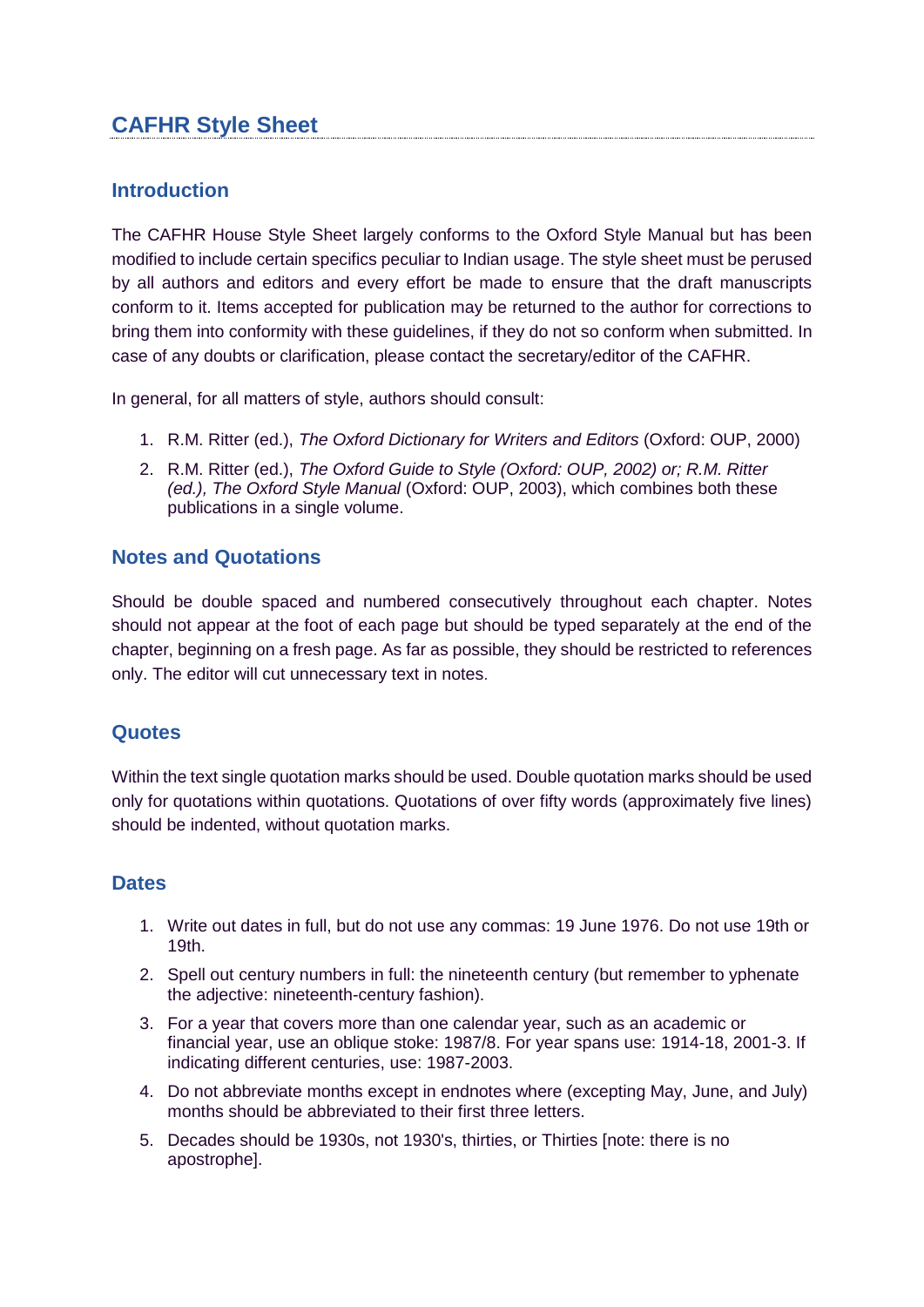## CAFHR Style Sheet

### Introduction

The CAFHR House Style Sheet largely conforms to the Oxford Style Manual but has been modified to include certain specifics peculiar to Indian usage. The style sheet must be perused by all authors and editors and every effort be made to ensure that the draft manuscripts conform to it. Items accepted for publication may be returned to the author for corrections to bring them into conformity with these guidelines, if they do not so conform when submitted. In case of any doubts or clarification, please contact the secretary/editor of the CAFHR.

In general, for all matters of style, authors should consult:

1. R.M. Ritter (ed.), *The Oxford Dictionary for Writers and Editors* (Oxford: OUP, 2000)
2. R.M. Ritter (ed.), *The Oxford Guide to Style (Oxford: OUP, 2002) or; R.M. Ritter (ed.), The Oxford Style Manual* (Oxford: OUP, 2003), which combines both these publications in a single volume.

### Notes and Quotations

Should be double spaced and numbered consecutively throughout each chapter. Notes should not appear at the foot of each page but should be typed separately at the end of the chapter, beginning on a fresh page. As far as possible, they should be restricted to references only. The editor will cut unnecessary text in notes.

### Quotes

Within the text single quotation marks should be used. Double quotation marks should be used only for quotations within quotations. Quotations of over fifty words (approximately five lines) should be indented, without quotation marks.

### Dates

1. Write out dates in full, but do not use any commas: 19 June 1976. Do not use 19th or 19th.
2. Spell out century numbers in full: the nineteenth century (but remember to yphenate the adjective: nineteenth-century fashion).
3. For a year that covers more than one calendar year, such as an academic or financial year, use an oblique stoke: 1987/8. For year spans use: 1914-18, 2001-3. If indicating different centuries, use: 1987-2003.
4. Do not abbreviate months except in endnotes where (excepting May, June, and July) months should be abbreviated to their first three letters.
5. Decades should be 1930s, not 1930's, thirties, or Thirties [note: there is no apostrophe].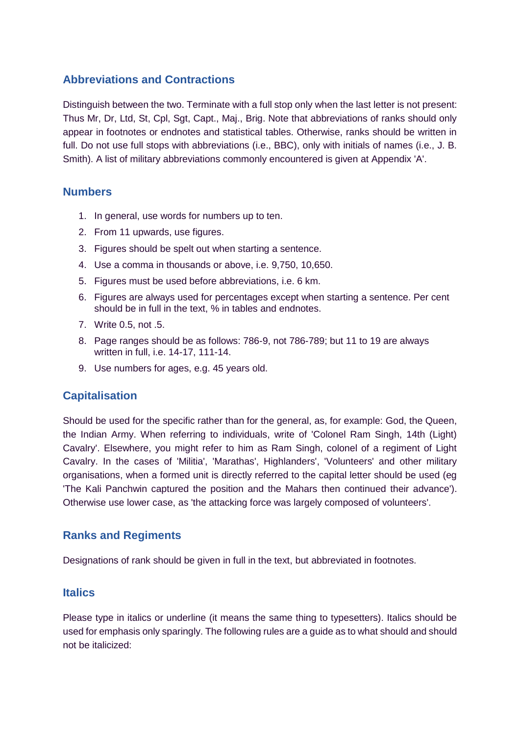## Abbreviations and Contractions

Distinguish between the two. Terminate with a full stop only when the last letter is not present: Thus Mr, Dr, Ltd, St, Cpl, Sgt, Capt., Maj., Brig. Note that abbreviations of ranks should only appear in footnotes or endnotes and statistical tables. Otherwise, ranks should be written in full. Do not use full stops with abbreviations (i.e., BBC), only with initials of names (i.e., J. B. Smith). A list of military abbreviations commonly encountered is given at Appendix 'A'.

## Numbers

1. In general, use words for numbers up to ten.
2. From 11 upwards, use figures.
3. Figures should be spelt out when starting a sentence.
4. Use a comma in thousands or above, i.e. 9,750, 10,650.
5. Figures must be used before abbreviations, i.e. 6 km.
6. Figures are always used for percentages except when starting a sentence. Per cent should be in full in the text, % in tables and endnotes.
7. Write 0.5, not .5.
8. Page ranges should be as follows: 786-9, not 786-789; but 11 to 19 are always written in full, i.e. 14-17, 111-14.
9. Use numbers for ages, e.g. 45 years old.

## Capitalisation

Should be used for the specific rather than for the general, as, for example: God, the Queen, the Indian Army. When referring to individuals, write of 'Colonel Ram Singh, 14th (Light) Cavalry'. Elsewhere, you might refer to him as Ram Singh, colonel of a regiment of Light Cavalry. In the cases of 'Militia', 'Marathas', Highlanders', 'Volunteers' and other military organisations, when a formed unit is directly referred to the capital letter should be used (eg 'The Kali Panchwin captured the position and the Mahars then continued their advance'). Otherwise use lower case, as 'the attacking force was largely composed of volunteers'.

## Ranks and Regiments

Designations of rank should be given in full in the text, but abbreviated in footnotes.

## Italics

Please type in italics or underline (it means the same thing to typesetters). Italics should be used for emphasis only sparingly. The following rules are a guide as to what should and should not be italicized: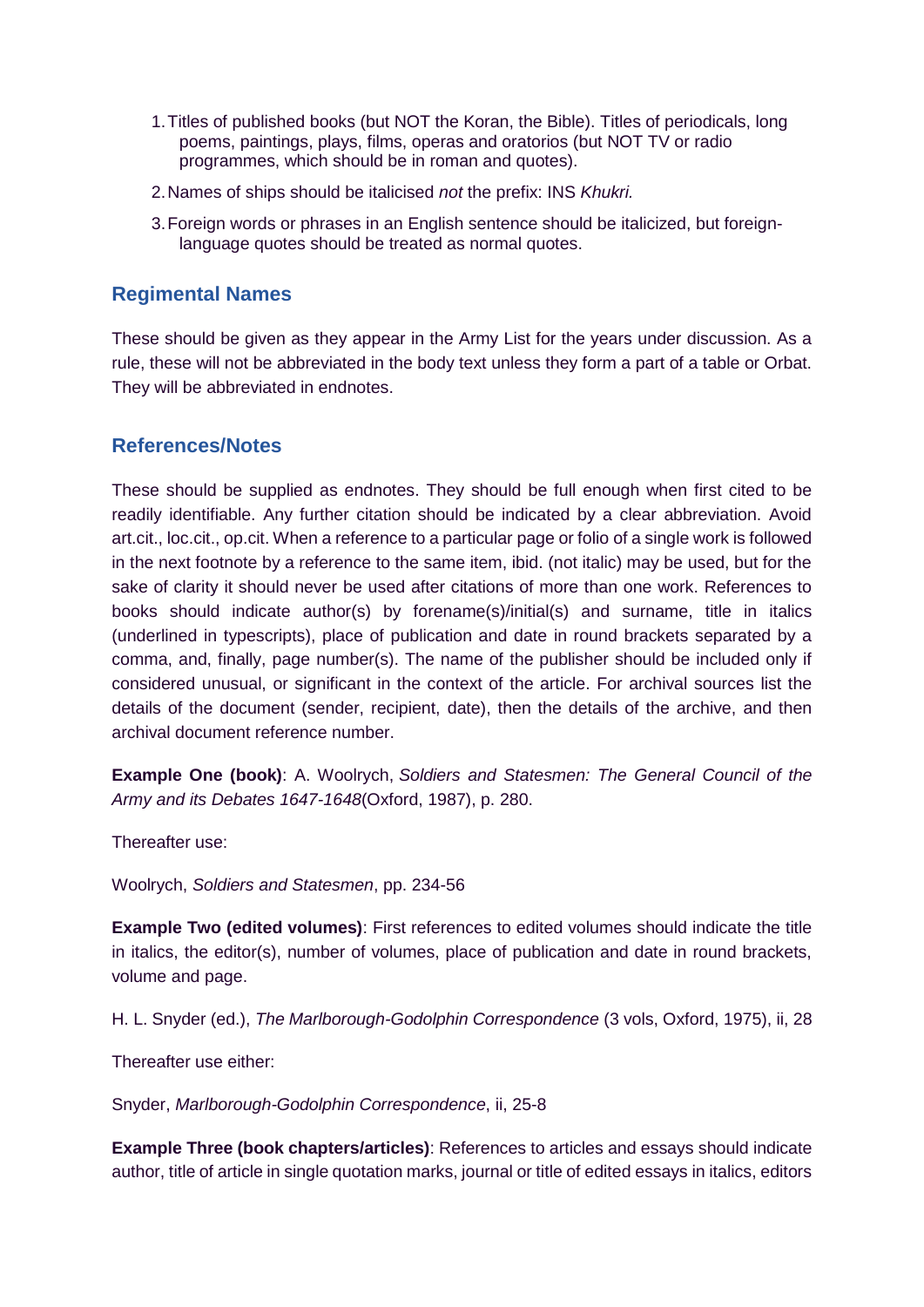1. Titles of published books (but NOT the Koran, the Bible). Titles of periodicals, long poems, paintings, plays, films, operas and oratorios (but NOT TV or radio programmes, which should be in roman and quotes).
2. Names of ships should be italicised *not* the prefix: INS *Khukri.*
3. Foreign words or phrases in an English sentence should be italicized, but foreign-language quotes should be treated as normal quotes.

## Regimental Names

These should be given as they appear in the Army List for the years under discussion. As a rule, these will not be abbreviated in the body text unless they form a part of a table or Orbat. They will be abbreviated in endnotes.

## References/Notes

These should be supplied as endnotes. They should be full enough when first cited to be readily identifiable. Any further citation should be indicated by a clear abbreviation. Avoid art.cit., loc.cit., op.cit. When a reference to a particular page or folio of a single work is followed in the next footnote by a reference to the same item, ibid. (not italic) may be used, but for the sake of clarity it should never be used after citations of more than one work. References to books should indicate author(s) by forename(s)/initial(s) and surname, title in italics (underlined in typescripts), place of publication and date in round brackets separated by a comma, and, finally, page number(s). The name of the publisher should be included only if considered unusual, or significant in the context of the article. For archival sources list the details of the document (sender, recipient, date), then the details of the archive, and then archival document reference number.

**Example One (book)**: A. Woolrych, *Soldiers and Statesmen: The General Council of the Army and its Debates 1647-1648*(Oxford, 1987), p. 280.

Thereafter use:

Woolrych, *Soldiers and Statesmen*, pp. 234-56

**Example Two (edited volumes)**: First references to edited volumes should indicate the title in italics, the editor(s), number of volumes, place of publication and date in round brackets, volume and page.

H. L. Snyder (ed.), *The Marlborough-Godolphin Correspondence* (3 vols, Oxford, 1975), ii, 28

Thereafter use either:

Snyder, *Marlborough-Godolphin Correspondence*, ii, 25-8

**Example Three (book chapters/articles)**: References to articles and essays should indicate author, title of article in single quotation marks, journal or title of edited essays in italics, editors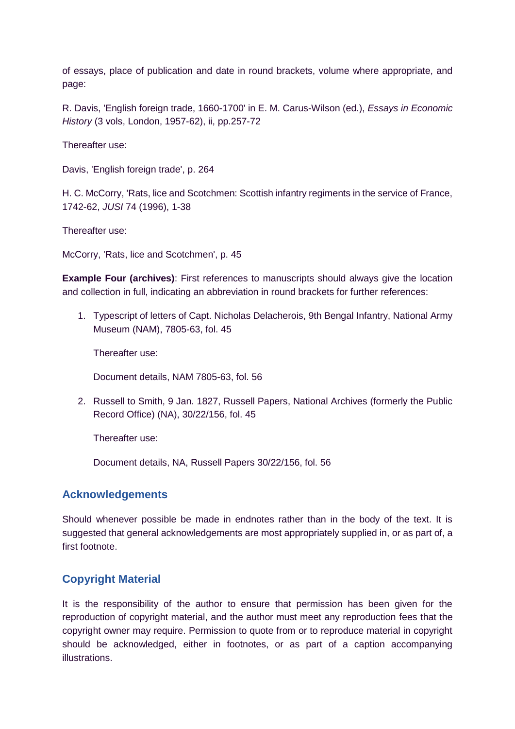of essays, place of publication and date in round brackets, volume where appropriate, and page:

R. Davis, 'English foreign trade, 1660-1700' in E. M. Carus-Wilson (ed.), *Essays in Economic History* (3 vols, London, 1957-62), ii, pp.257-72

Thereafter use:

Davis, 'English foreign trade', p. 264

H. C. McCorry, 'Rats, lice and Scotchmen: Scottish infantry regiments in the service of France, 1742-62, *JUSI* 74 (1996), 1-38

Thereafter use:

McCorry, 'Rats, lice and Scotchmen', p. 45

**Example Four (archives)**: First references to manuscripts should always give the location and collection in full, indicating an abbreviation in round brackets for further references:

1. Typescript of letters of Capt. Nicholas Delacherois, 9th Bengal Infantry, National Army Museum (NAM), 7805-63, fol. 45

   Thereafter use:

   Document details, NAM 7805-63, fol. 56

2. Russell to Smith, 9 Jan. 1827, Russell Papers, National Archives (formerly the Public Record Office) (NA), 30/22/156, fol. 45

   Thereafter use:

   Document details, NA, Russell Papers 30/22/156, fol. 56

## Acknowledgements

Should whenever possible be made in endnotes rather than in the body of the text. It is suggested that general acknowledgements are most appropriately supplied in, or as part of, a first footnote.

## Copyright Material

It is the responsibility of the author to ensure that permission has been given for the reproduction of copyright material, and the author must meet any reproduction fees that the copyright owner may require. Permission to quote from or to reproduce material in copyright should be acknowledged, either in footnotes, or as part of a caption accompanying illustrations.